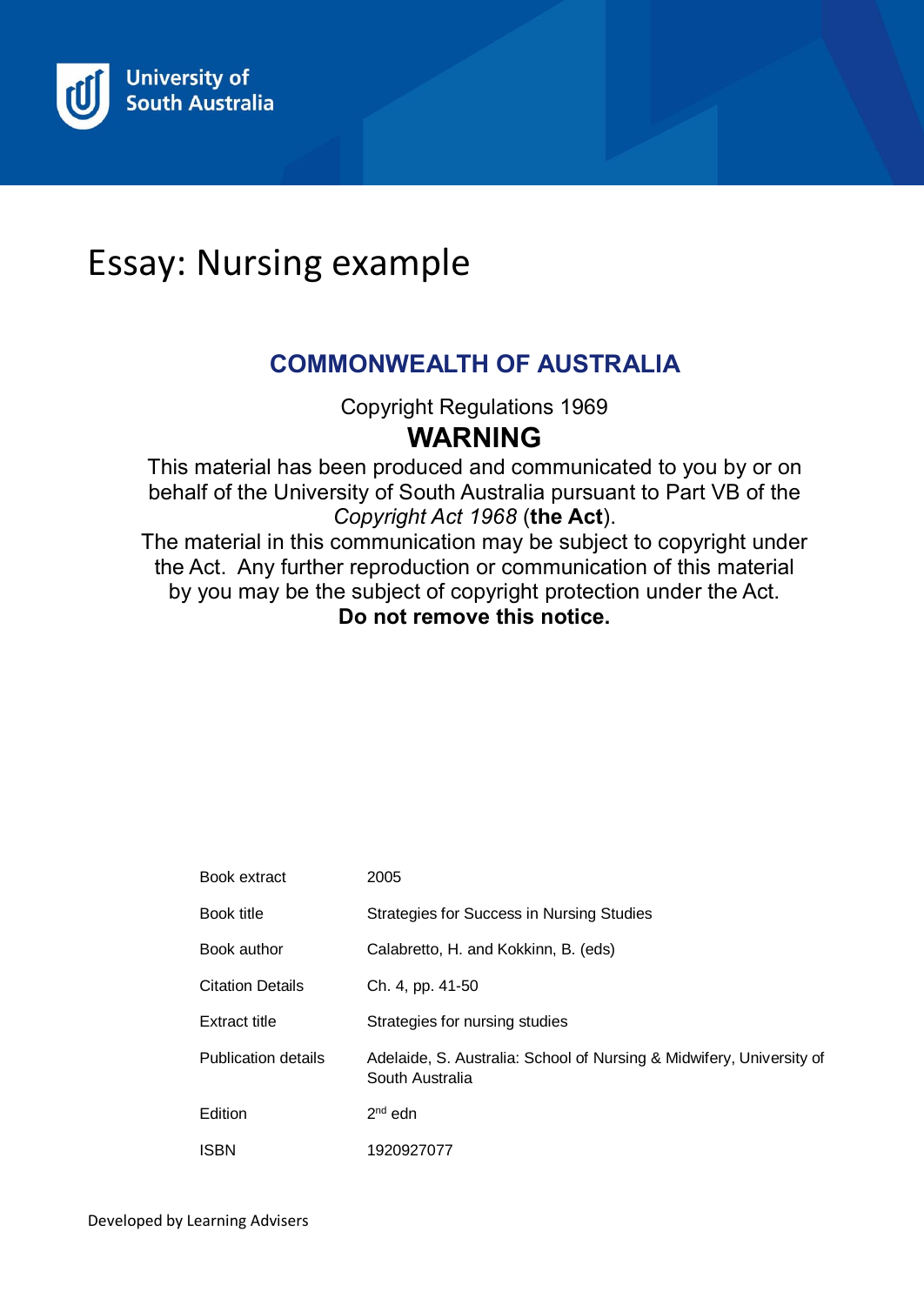University of South Australia

# Essay: Nursing example

## COMMONWEALTH OF AUSTRALIA

Copyright Regulations 1969

**WARNING**

This material has been produced and communicated to you by or on behalf of the University of South Australia pursuant to Part VB of the *Copyright Act 1968* (**the Act**).

The material in this communication may be subject to copyright under the Act. Any further reproduction or communication of this material by you may be the subject of copyright protection under the Act.

**Do not remove this notice.**

| | |
|---|---|
| Book extract | 2005 |
| Book title | Strategies for Success in Nursing Studies |
| Book author | Calabretto, H. and Kokkinn, B. (eds) |
| Citation Details | Ch. 4, pp. 41-50 |
| Extract title | Strategies for nursing studies |
| Publication details | Adelaide, S. Australia: School of Nursing & Midwifery, University of South Australia |
| Edition | 2nd edn |
| ISBN | 1920927077 |

Developed by Learning Advisers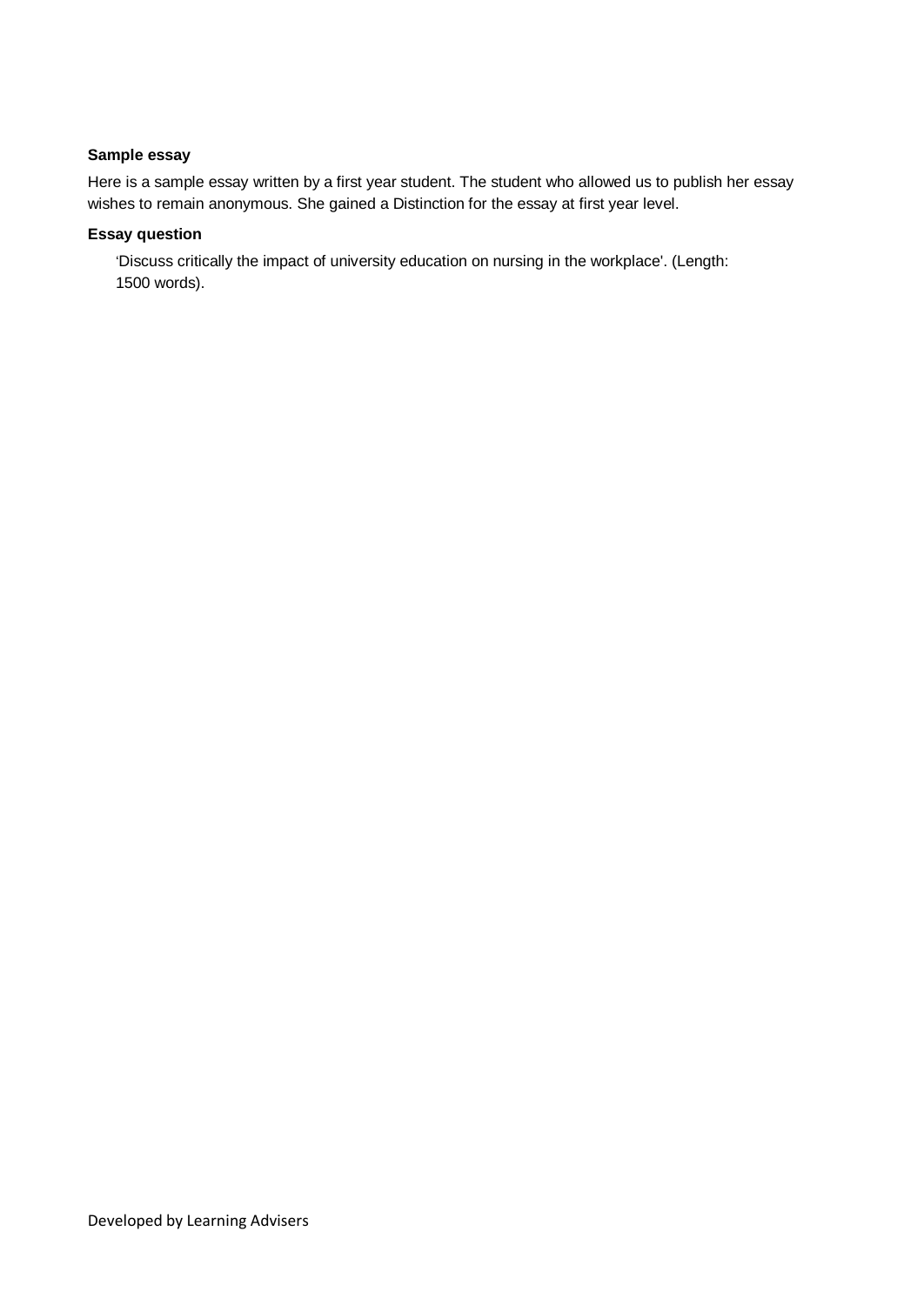**Sample essay**

Here is a sample essay written by a first year student. The student who allowed us to publish her essay wishes to remain anonymous. She gained a Distinction for the essay at first year level.

**Essay question**

> 'Discuss critically the impact of university education on nursing in the workplace'. (Length: 1500 words).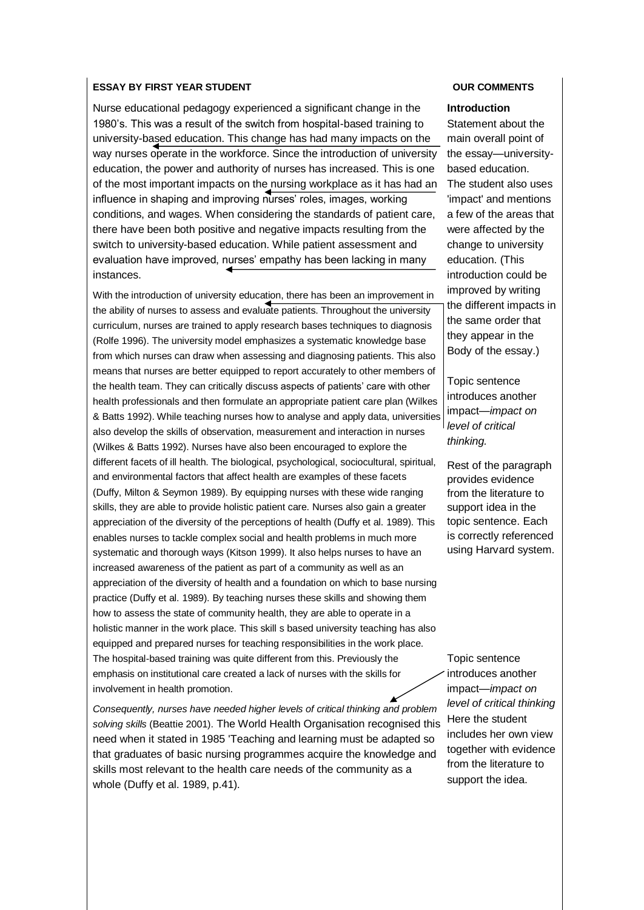| ESSAY BY FIRST YEAR STUDENT | OUR COMMENTS |
| --- | --- |
| Nurse educational pedagogy experienced a significant change in the 1980's. This was a result of the switch from hospital-based training to university-based education. This change has had many impacts on the way nurses operate in the workforce. Since the introduction of university education, the power and authority of nurses has increased. This is one of the most important impacts on the nursing workplace as it has had an influence in shaping and improving nurses' roles, images, working conditions, and wages. When considering the standards of patient care, there have been both positive and negative impacts resulting from the switch to university-based education. While patient assessment and evaluation have improved, nurses' empathy has been lacking in many instances. | **Introduction** Statement about the main overall point of the essay—university-based education. The student also uses 'impact' and mentions a few of the areas that were affected by the change to university education. (This introduction could be improved by writing the different impacts in the same order that they appear in the Body of the essay.) |
| With the introduction of university education, there has been an improvement in the ability of nurses to assess and evaluate patients. Throughout the university curriculum, nurses are trained to apply research bases techniques to diagnosis (Rolfe 1996). The university model emphasizes a systematic knowledge base from which nurses can draw when assessing and diagnosing patients. This also means that nurses are better equipped to report accurately to other members of the health team. They can critically discuss aspects of patients' care with other health professionals and then formulate an appropriate patient care plan (Wilkes & Batts 1992). While teaching nurses how to analyse and apply data, universities also develop the skills of observation, measurement and interaction in nurses (Wilkes & Batts 1992). Nurses have also been encouraged to explore the different facets of ill health. The biological, psychological, sociocultural, spiritual, and environmental factors that affect health are examples of these facets (Duffy, Milton & Seymon 1989). By equipping nurses with these wide ranging skills, they are able to provide holistic patient care. Nurses also gain a greater appreciation of the diversity of the perceptions of health (Duffy et al. 1989). This enables nurses to tackle complex social and health problems in much more systematic and thorough ways (Kitson 1999). It also helps nurses to have an increased awareness of the patient as part of a community as well as an appreciation of the diversity of health and a foundation on which to base nursing practice (Duffy et al. 1989). By teaching nurses these skills and showing them how to assess the state of community health, they are able to operate in a holistic manner in the work place. This skill s based university teaching has also equipped and prepared nurses for teaching responsibilities in the work place. The hospital-based training was quite different from this. Previously the emphasis on institutional care created a lack of nurses with the skills for involvement in health promotion. | Topic sentence introduces another impact—*impact on level of critical thinking.* Rest of the paragraph provides evidence from the literature to support idea in the topic sentence. Each is correctly referenced using Harvard system. |
| *Consequently, nurses have needed higher levels of critical thinking and problem solving skills* (Beattie 2001). The World Health Organisation recognised this need when it stated in 1985 'Teaching and learning must be adapted so that graduates of basic nursing programmes acquire the knowledge and skills most relevant to the health care needs of the community as a whole (Duffy et al. 1989, p.41). | Topic sentence introduces another impact—*impact on level of critical thinking* Here the student includes her own view together with evidence from the literature to support the idea. |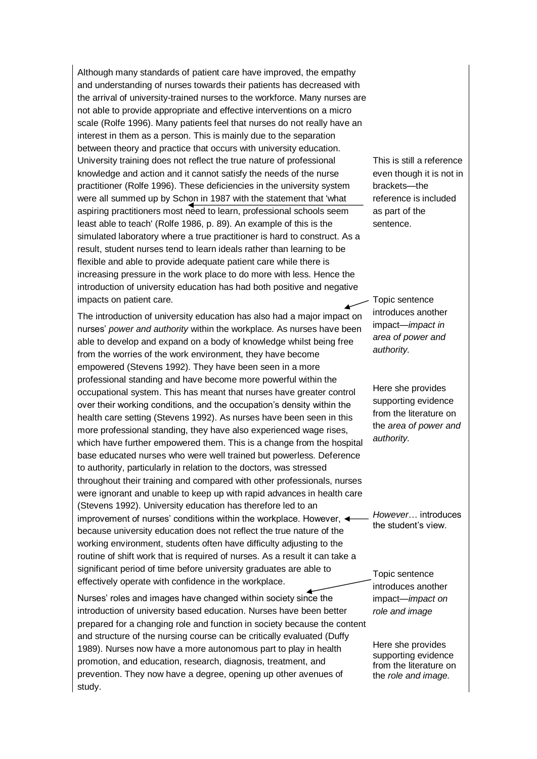Although many standards of patient care have improved, the empathy and understanding of nurses towards their patients has decreased with the arrival of university-trained nurses to the workforce. Many nurses are not able to provide appropriate and effective interventions on a micro scale (Rolfe 1996). Many patients feel that nurses do not really have an interest in them as a person. This is mainly due to the separation between theory and practice that occurs with university education. University training does not reflect the true nature of professional knowledge and action and it cannot satisfy the needs of the nurse practitioner (Rolfe 1996). These deficiencies in the university system were all summed up by Schon in 1987 with the statement that 'what aspiring practitioners most need to learn, professional schools seem least able to teach' (Rolfe 1986, p. 89). An example of this is the simulated laboratory where a true practitioner is hard to construct. As a result, student nurses tend to learn ideals rather than learning to be flexible and able to provide adequate patient care while there is increasing pressure in the work place to do more with less. Hence the introduction of university education has had both positive and negative impacts on patient care.

> This is still a reference even though it is not in brackets—the reference is included as part of the sentence.

The introduction of university education has also had a major impact on nurses' *power and authority* within the workplace. As nurses have been able to develop and expand on a body of knowledge whilst being free from the worries of the work environment, they have become empowered (Stevens 1992). They have been seen in a more professional standing and have become more powerful within the occupational system. This has meant that nurses have greater control over their working conditions, and the occupation's density within the health care setting (Stevens 1992). As nurses have been seen in this more professional standing, they have also experienced wage rises, which have further empowered them. This is a change from the hospital base educated nurses who were well trained but powerless. Deference to authority, particularly in relation to the doctors, was stressed throughout their training and compared with other professionals, nurses were ignorant and unable to keep up with rapid advances in health care (Stevens 1992). University education has therefore led to an improvement of nurses' conditions within the workplace. However, because university education does not reflect the true nature of the working environment, students often have difficulty adjusting to the routine of shift work that is required of nurses. As a result it can take a significant period of time before university graduates are able to effectively operate with confidence in the workplace.

> Topic sentence introduces another impact—*impact in area of power and authority.*

> Here she provides supporting evidence from the literature on the *area of power and authority.*

> *However*… introduces the student's view.

Nurses' roles and images have changed within society since the introduction of university based education. Nurses have been better prepared for a changing role and function in society because the content and structure of the nursing course can be critically evaluated (Duffy 1989). Nurses now have a more autonomous part to play in health promotion, and education, research, diagnosis, treatment, and prevention. They now have a degree, opening up other avenues of study.

> Topic sentence introduces another impact—*impact on role and image*

> Here she provides supporting evidence from the literature on the *role and image.*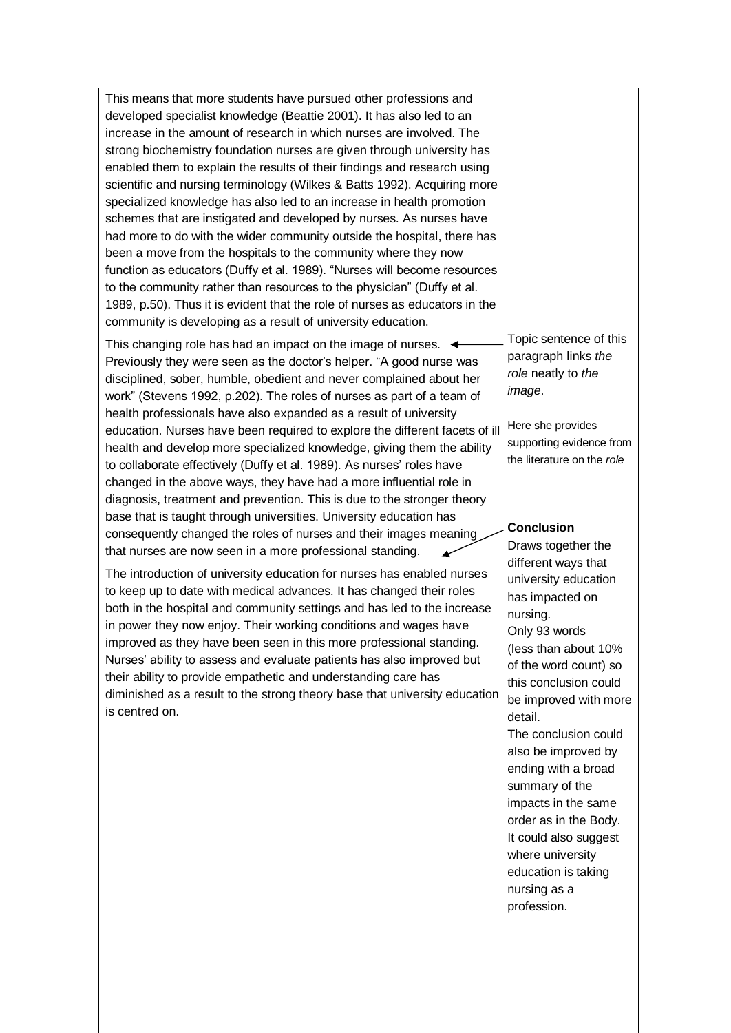This means that more students have pursued other professions and developed specialist knowledge (Beattie 2001). It has also led to an increase in the amount of research in which nurses are involved. The strong biochemistry foundation nurses are given through university has enabled them to explain the results of their findings and research using scientific and nursing terminology (Wilkes & Batts 1992). Acquiring more specialized knowledge has also led to an increase in health promotion schemes that are instigated and developed by nurses. As nurses have had more to do with the wider community outside the hospital, there has been a move from the hospitals to the community where they now function as educators (Duffy et al. 1989). "Nurses will become resources to the community rather than resources to the physician" (Duffy et al. 1989, p.50). Thus it is evident that the role of nurses as educators in the community is developing as a result of university education.

This changing role has had an impact on the image of nurses. Previously they were seen as the doctor's helper. "A good nurse was disciplined, sober, humble, obedient and never complained about her work" (Stevens 1992, p.202). The roles of nurses as part of a team of health professionals have also expanded as a result of university education. Nurses have been required to explore the different facets of ill health and develop more specialized knowledge, giving them the ability to collaborate effectively (Duffy et al. 1989). As nurses' roles have changed in the above ways, they have had a more influential role in diagnosis, treatment and prevention. This is due to the stronger theory base that is taught through universities. University education has consequently changed the roles of nurses and their images meaning that nurses are now seen in a more professional standing.

> Topic sentence of this paragraph links *the role* neatly to *the image*.
>
> Here she provides supporting evidence from the literature on the *role*

The introduction of university education for nurses has enabled nurses to keep up to date with medical advances. It has changed their roles both in the hospital and community settings and has led to the increase in power they now enjoy. Their working conditions and wages have improved as they have been seen in this more professional standing. Nurses' ability to assess and evaluate patients has also improved but their ability to provide empathetic and understanding care has diminished as a result to the strong theory base that university education is centred on.

> **Conclusion**
> Draws together the different ways that university education has impacted on nursing.
> Only 93 words (less than about 10% of the word count) so this conclusion could be improved with more detail.
> The conclusion could also be improved by ending with a broad summary of the impacts in the same order as in the Body. It could also suggest where university education is taking nursing as a profession.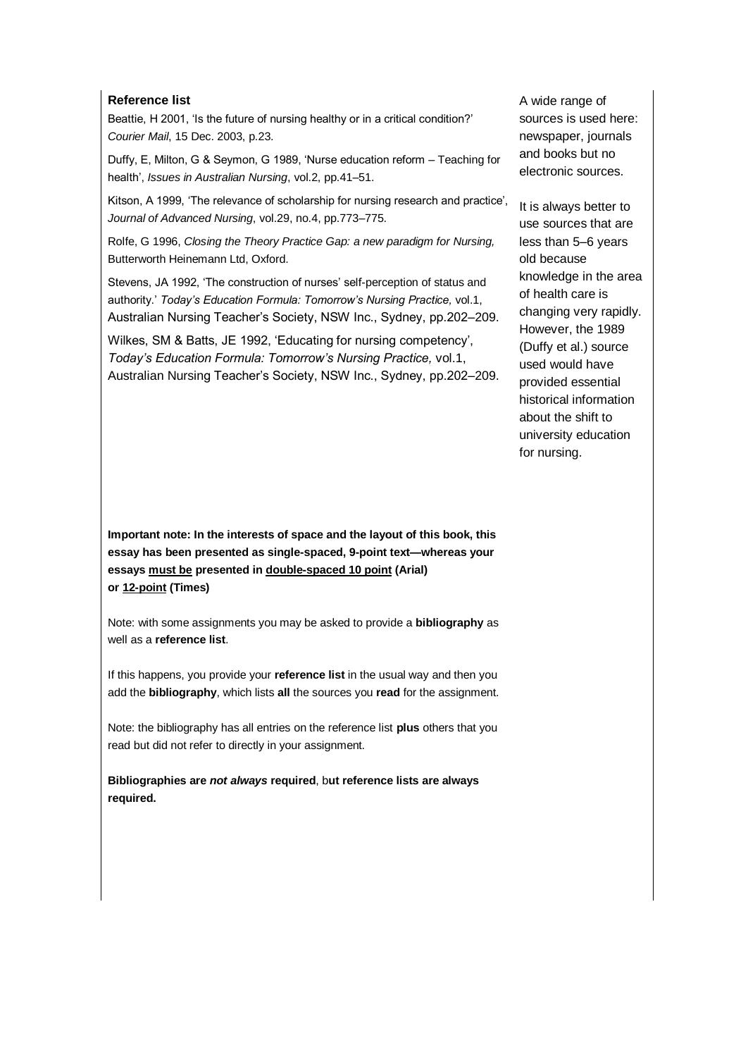**Reference list**

Beattie, H 2001, 'Is the future of nursing healthy or in a critical condition?' *Courier Mail*, 15 Dec. 2003, p.23.

Duffy, E, Milton, G & Seymon, G 1989, 'Nurse education reform – Teaching for health', *Issues in Australian Nursing*, vol.2, pp.41–51.

Kitson, A 1999, 'The relevance of scholarship for nursing research and practice', *Journal of Advanced Nursing*, vol.29, no.4, pp.773–775.

Rolfe, G 1996, *Closing the Theory Practice Gap: a new paradigm for Nursing,* Butterworth Heinemann Ltd, Oxford.

Stevens, JA 1992, 'The construction of nurses' self-perception of status and authority.' *Today's Education Formula: Tomorrow's Nursing Practice,* vol.1, Australian Nursing Teacher's Society, NSW Inc., Sydney, pp.202–209.

Wilkes, SM & Batts, JE 1992, 'Educating for nursing competency', *Today's Education Formula: Tomorrow's Nursing Practice,* vol.1, Australian Nursing Teacher's Society, NSW Inc., Sydney, pp.202–209.

A wide range of sources is used here: newspaper, journals and books but no electronic sources.

It is always better to use sources that are less than 5–6 years old because knowledge in the area of health care is changing very rapidly. However, the 1989 (Duffy et al.) source used would have provided essential historical information about the shift to university education for nursing.

**Important note: In the interests of space and the layout of this book, this essay has been presented as single-spaced, 9-point text—whereas your essays must be presented in double-spaced 10 point (Arial) or 12-point (Times)**

Note: with some assignments you may be asked to provide a **bibliography** as well as a **reference list**.

If this happens, you provide your **reference list** in the usual way and then you add the **bibliography**, which lists **all** the sources you **read** for the assignment.

Note: the bibliography has all entries on the reference list **plus** others that you read but did not refer to directly in your assignment.

**Bibliographies are *not always* required**, **but reference lists are always required.**